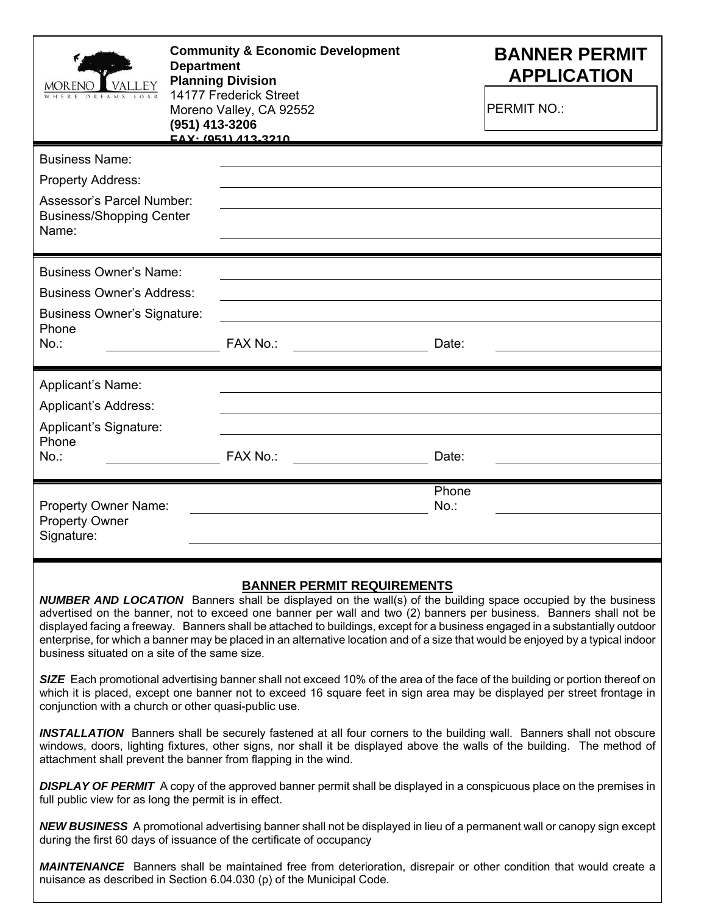MORENO VALLEY
WHERE DREAMS SOAR

**Community & Economic Development Department**
**Planning Division**
14177 Frederick Street
Moreno Valley, CA 92552
**(951) 413-3206**
**FAX: (951) 413-3210**

# BANNER PERMIT APPLICATION

PERMIT NO.:

Business Name: \_\_\_\_\_\_\_\_\_\_\_\_\_\_\_\_\_\_\_\_

Property Address: \_\_\_\_\_\_\_\_\_\_\_\_\_\_\_\_\_\_\_\_

Assessor's Parcel Number: \_\_\_\_\_\_\_\_\_\_\_\_\_\_\_\_\_\_\_\_

Business/Shopping Center Name: \_\_\_\_\_\_\_\_\_\_\_\_\_\_\_\_\_\_\_\_

Business Owner's Name: \_\_\_\_\_\_\_\_\_\_\_\_\_\_\_\_\_\_\_\_

Business Owner's Address: \_\_\_\_\_\_\_\_\_\_\_\_\_\_\_\_\_\_\_\_

Business Owner's Signature: \_\_\_\_\_\_\_\_\_\_\_\_\_\_\_\_\_\_\_\_

Phone No.: \_\_\_\_\_\_\_\_\_\_ FAX No.: \_\_\_\_\_\_\_\_\_\_ Date: \_\_\_\_\_\_\_\_\_\_

Applicant's Name: \_\_\_\_\_\_\_\_\_\_\_\_\_\_\_\_\_\_\_\_

Applicant's Address: \_\_\_\_\_\_\_\_\_\_\_\_\_\_\_\_\_\_\_\_

Applicant's Signature: \_\_\_\_\_\_\_\_\_\_\_\_\_\_\_\_\_\_\_\_

Phone No.: \_\_\_\_\_\_\_\_\_\_ FAX No.: \_\_\_\_\_\_\_\_\_\_ Date: \_\_\_\_\_\_\_\_\_\_

Property Owner Name: \_\_\_\_\_\_\_\_\_\_\_\_\_\_\_\_\_\_\_\_ Phone No.: \_\_\_\_\_\_\_\_\_\_

Property Owner Signature: \_\_\_\_\_\_\_\_\_\_\_\_\_\_\_\_\_\_\_\_

## BANNER PERMIT REQUIREMENTS

***NUMBER AND LOCATION*** Banners shall be displayed on the wall(s) of the building space occupied by the business advertised on the banner, not to exceed one banner per wall and two (2) banners per business. Banners shall not be displayed facing a freeway. Banners shall be attached to buildings, except for a business engaged in a substantially outdoor enterprise, for which a banner may be placed in an alternative location and of a size that would be enjoyed by a typical indoor business situated on a site of the same size.

***SIZE*** Each promotional advertising banner shall not exceed 10% of the area of the face of the building or portion thereof on which it is placed, except one banner not to exceed 16 square feet in sign area may be displayed per street frontage in conjunction with a church or other quasi-public use.

***INSTALLATION*** Banners shall be securely fastened at all four corners to the building wall. Banners shall not obscure windows, doors, lighting fixtures, other signs, nor shall it be displayed above the walls of the building. The method of attachment shall prevent the banner from flapping in the wind.

***DISPLAY OF PERMIT*** A copy of the approved banner permit shall be displayed in a conspicuous place on the premises in full public view for as long the permit is in effect.

***NEW BUSINESS*** A promotional advertising banner shall not be displayed in lieu of a permanent wall or canopy sign except during the first 60 days of issuance of the certificate of occupancy

***MAINTENANCE*** Banners shall be maintained free from deterioration, disrepair or other condition that would create a nuisance as described in Section 6.04.030 (p) of the Municipal Code.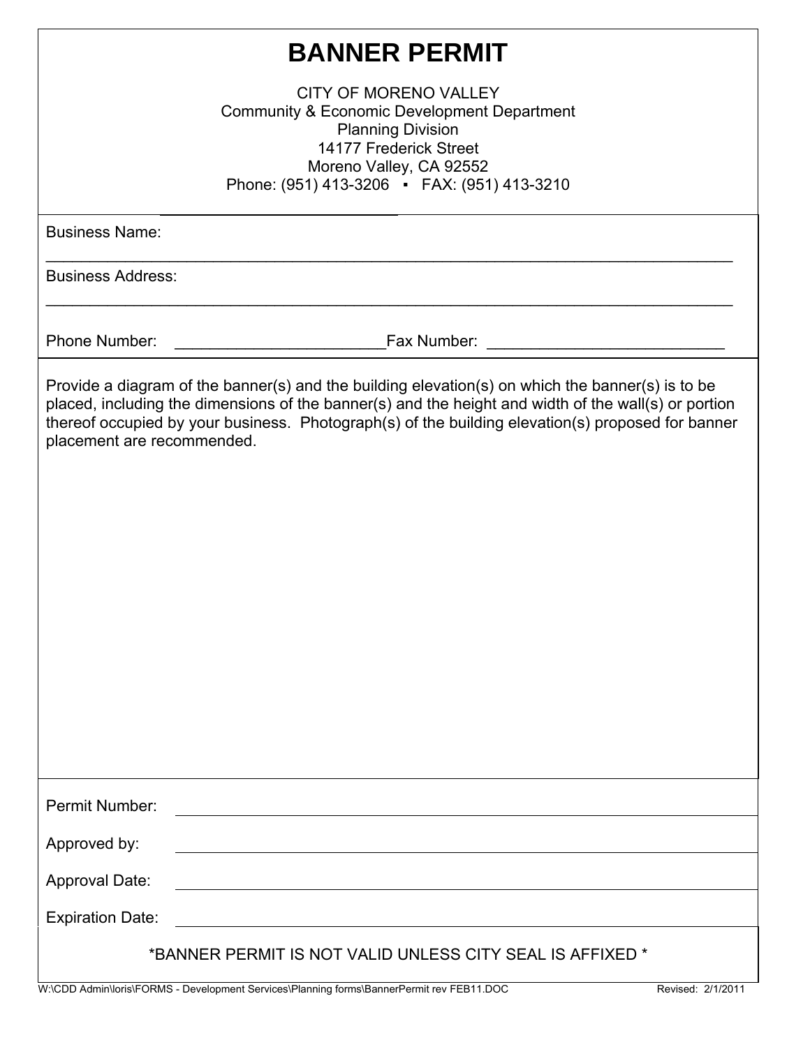# BANNER PERMIT

CITY OF MORENO VALLEY
Community & Economic Development Department
Planning Division
14177 Frederick Street
Moreno Valley, CA 92552
Phone: (951) 413-3206 ▪ FAX: (951) 413-3210

Business Name: ____________________________________________________________________________

Business Address: __________________________________________________________________________

Phone Number: _______________________ Fax Number: __________________________

Provide a diagram of the banner(s) and the building elevation(s) on which the banner(s) is to be placed, including the dimensions of the banner(s) and the height and width of the wall(s) or portion thereof occupied by your business. Photograph(s) of the building elevation(s) proposed for banner placement are recommended.

Permit Number: ____________________________________________

Approved by: ____________________________________________

Approval Date: ____________________________________________

Expiration Date: ____________________________________________

*BANNER PERMIT IS NOT VALID UNLESS CITY SEAL IS AFFIXED *

W:\CDD Admin\loris\FORMS - Development Services\Planning forms\BannerPermit rev FEB11.DOC Revised: 2/1/2011